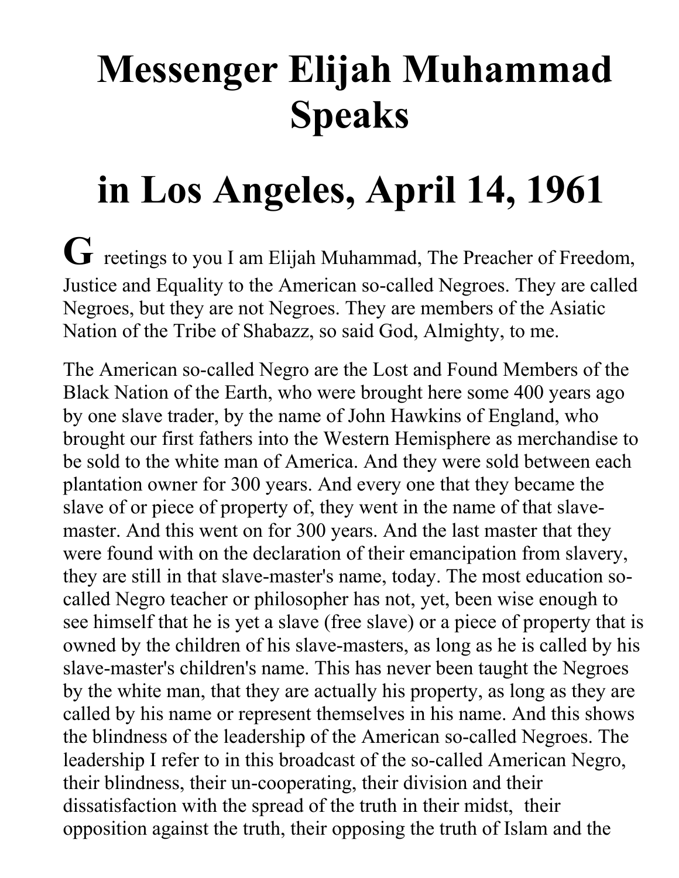# Messenger Elijah Muhammad Speaks

# in Los Angeles, April 14, 1961

Greetings to you I am Elijah Muhammad, The Preacher of Freedom, Justice and Equality to the American so-called Negroes. They are called Negroes, but they are not Negroes. They are members of the Asiatic Nation of the Tribe of Shabazz, so said God, Almighty, to me.

The American so-called Negro are the Lost and Found Members of the Black Nation of the Earth, who were brought here some 400 years ago by one slave trader, by the name of John Hawkins of England, who brought our first fathers into the Western Hemisphere as merchandise to be sold to the white man of America. And they were sold between each plantation owner for 300 years. And every one that they became the slave of or piece of property of, they went in the name of that slave-master. And this went on for 300 years. And the last master that they were found with on the declaration of their emancipation from slavery, they are still in that slave-master's name, today. The most education so-called Negro teacher or philosopher has not, yet, been wise enough to see himself that he is yet a slave (free slave) or a piece of property that is owned by the children of his slave-masters, as long as he is called by his slave-master's children's name. This has never been taught the Negroes by the white man, that they are actually his property, as long as they are called by his name or represent themselves in his name. And this shows the blindness of the leadership of the American so-called Negroes. The leadership I refer to in this broadcast of the so-called American Negro, their blindness, their un-cooperating, their division and their dissatisfaction with the spread of the truth in their midst, their opposition against the truth, their opposing the truth of Islam and the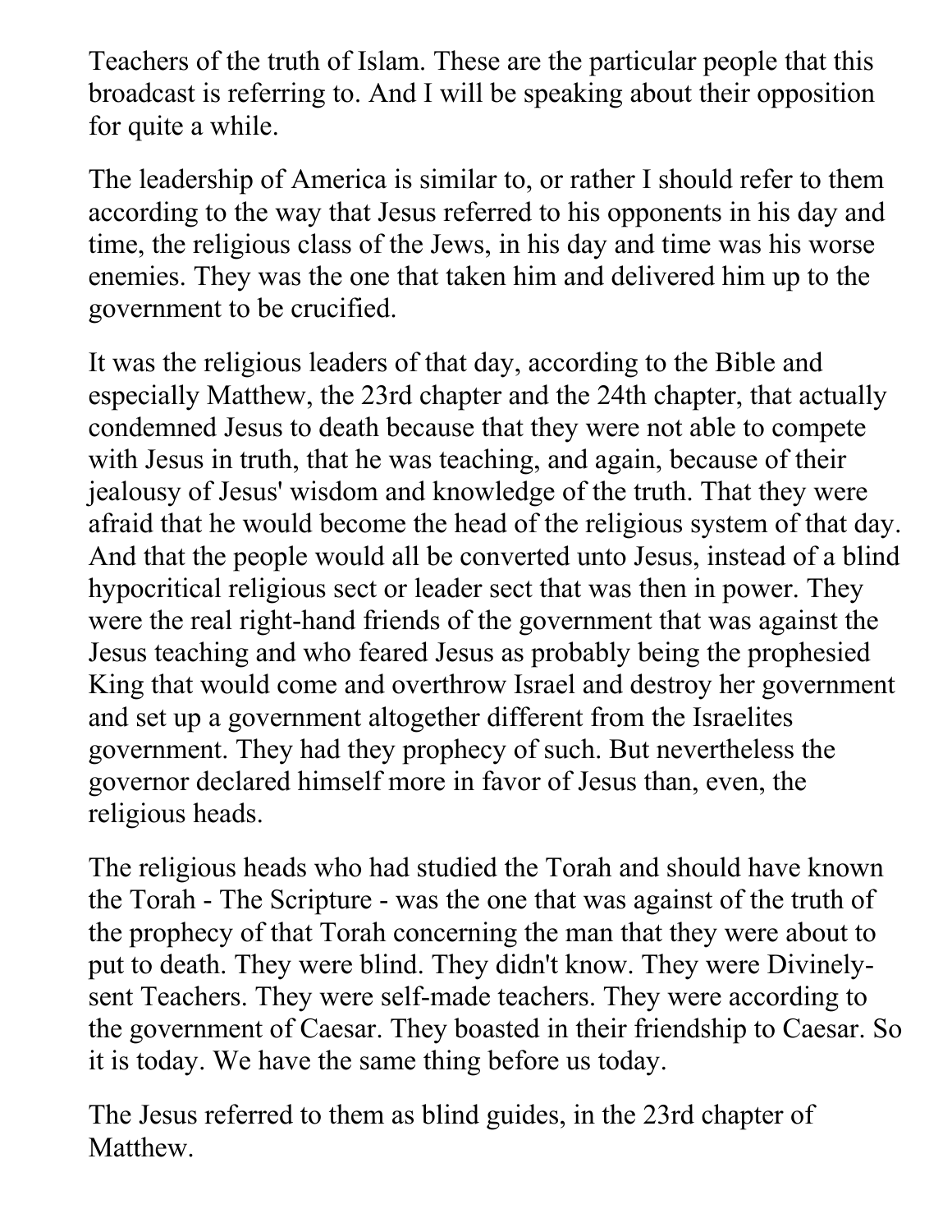Teachers of the truth of Islam. These are the particular people that this broadcast is referring to. And I will be speaking about their opposition for quite a while.

The leadership of America is similar to, or rather I should refer to them according to the way that Jesus referred to his opponents in his day and time, the religious class of the Jews, in his day and time was his worse enemies. They was the one that taken him and delivered him up to the government to be crucified.

It was the religious leaders of that day, according to the Bible and especially Matthew, the 23rd chapter and the 24th chapter, that actually condemned Jesus to death because that they were not able to compete with Jesus in truth, that he was teaching, and again, because of their jealousy of Jesus' wisdom and knowledge of the truth. That they were afraid that he would become the head of the religious system of that day. And that the people would all be converted unto Jesus, instead of a blind hypocritical religious sect or leader sect that was then in power. They were the real right-hand friends of the government that was against the Jesus teaching and who feared Jesus as probably being the prophesied King that would come and overthrow Israel and destroy her government and set up a government altogether different from the Israelites government. They had they prophecy of such. But nevertheless the governor declared himself more in favor of Jesus than, even, the religious heads.

The religious heads who had studied the Torah and should have known the Torah - The Scripture - was the one that was against of the truth of the prophecy of that Torah concerning the man that they were about to put to death. They were blind. They didn't know. They were Divinely-sent Teachers. They were self-made teachers. They were according to the government of Caesar. They boasted in their friendship to Caesar. So it is today. We have the same thing before us today.

The Jesus referred to them as blind guides, in the 23rd chapter of Matthew.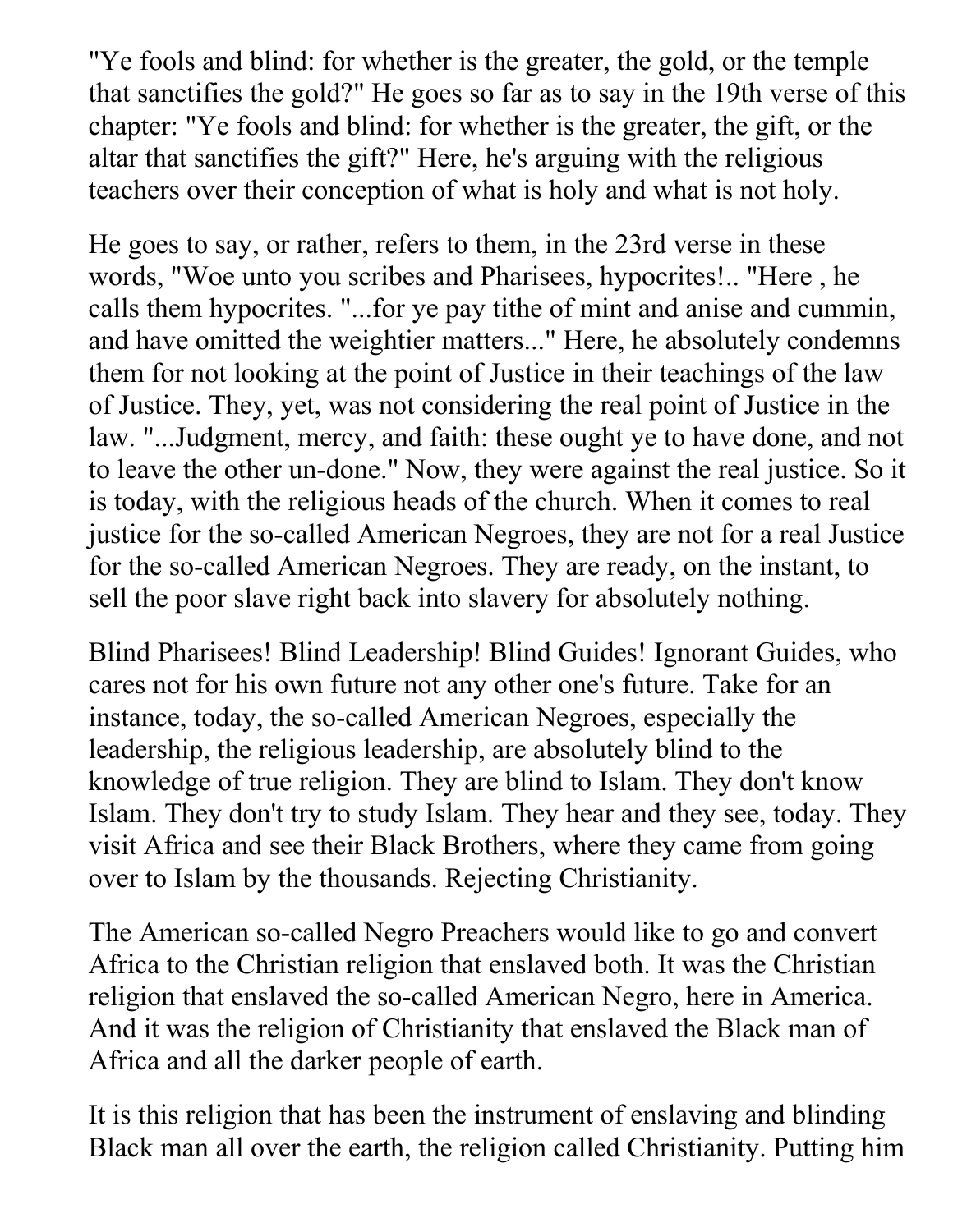"Ye fools and blind: for whether is the greater, the gold, or the temple that sanctifies the gold?" He goes so far as to say in the 19th verse of this chapter: "Ye fools and blind: for whether is the greater, the gift, or the altar that sanctifies the gift?" Here, he's arguing with the religious teachers over their conception of what is holy and what is not holy.

He goes to say, or rather, refers to them, in the 23rd verse in these words, "Woe unto you scribes and Pharisees, hypocrites!.. "Here , he calls them hypocrites. "...for ye pay tithe of mint and anise and cummin, and have omitted the weightier matters..." Here, he absolutely condemns them for not looking at the point of Justice in their teachings of the law of Justice. They, yet, was not considering the real point of Justice in the law. "...Judgment, mercy, and faith: these ought ye to have done, and not to leave the other un-done." Now, they were against the real justice. So it is today, with the religious heads of the church. When it comes to real justice for the so-called American Negroes, they are not for a real Justice for the so-called American Negroes. They are ready, on the instant, to sell the poor slave right back into slavery for absolutely nothing.

Blind Pharisees! Blind Leadership! Blind Guides! Ignorant Guides, who cares not for his own future not any other one's future. Take for an instance, today, the so-called American Negroes, especially the leadership, the religious leadership, are absolutely blind to the knowledge of true religion. They are blind to Islam. They don't know Islam. They don't try to study Islam. They hear and they see, today. They visit Africa and see their Black Brothers, where they came from going over to Islam by the thousands. Rejecting Christianity.

The American so-called Negro Preachers would like to go and convert Africa to the Christian religion that enslaved both. It was the Christian religion that enslaved the so-called American Negro, here in America. And it was the religion of Christianity that enslaved the Black man of Africa and all the darker people of earth.

It is this religion that has been the instrument of enslaving and blinding Black man all over the earth, the religion called Christianity. Putting him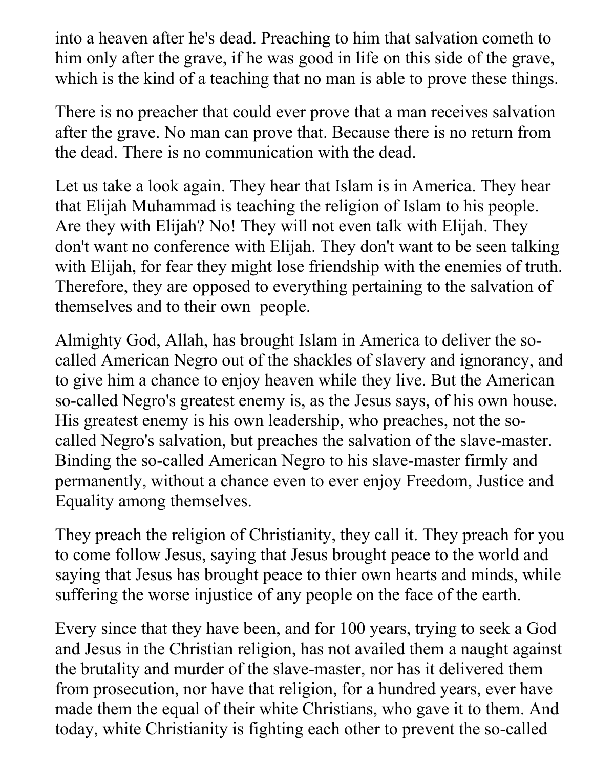into a heaven after he's dead. Preaching to him that salvation cometh to him only after the grave, if he was good in life on this side of the grave, which is the kind of a teaching that no man is able to prove these things.

There is no preacher that could ever prove that a man receives salvation after the grave. No man can prove that. Because there is no return from the dead. There is no communication with the dead.

Let us take a look again. They hear that Islam is in America. They hear that Elijah Muhammad is teaching the religion of Islam to his people. Are they with Elijah? No! They will not even talk with Elijah. They don't want no conference with Elijah. They don't want to be seen talking with Elijah, for fear they might lose friendship with the enemies of truth. Therefore, they are opposed to everything pertaining to the salvation of themselves and to their own people.

Almighty God, Allah, has brought Islam in America to deliver the so-called American Negro out of the shackles of slavery and ignorancy, and to give him a chance to enjoy heaven while they live. But the American so-called Negro's greatest enemy is, as the Jesus says, of his own house. His greatest enemy is his own leadership, who preaches, not the so-called Negro's salvation, but preaches the salvation of the slave-master. Binding the so-called American Negro to his slave-master firmly and permanently, without a chance even to ever enjoy Freedom, Justice and Equality among themselves.

They preach the religion of Christianity, they call it. They preach for you to come follow Jesus, saying that Jesus brought peace to the world and saying that Jesus has brought peace to thier own hearts and minds, while suffering the worse injustice of any people on the face of the earth.

Every since that they have been, and for 100 years, trying to seek a God and Jesus in the Christian religion, has not availed them a naught against the brutality and murder of the slave-master, nor has it delivered them from prosecution, nor have that religion, for a hundred years, ever have made them the equal of their white Christians, who gave it to them. And today, white Christianity is fighting each other to prevent the so-called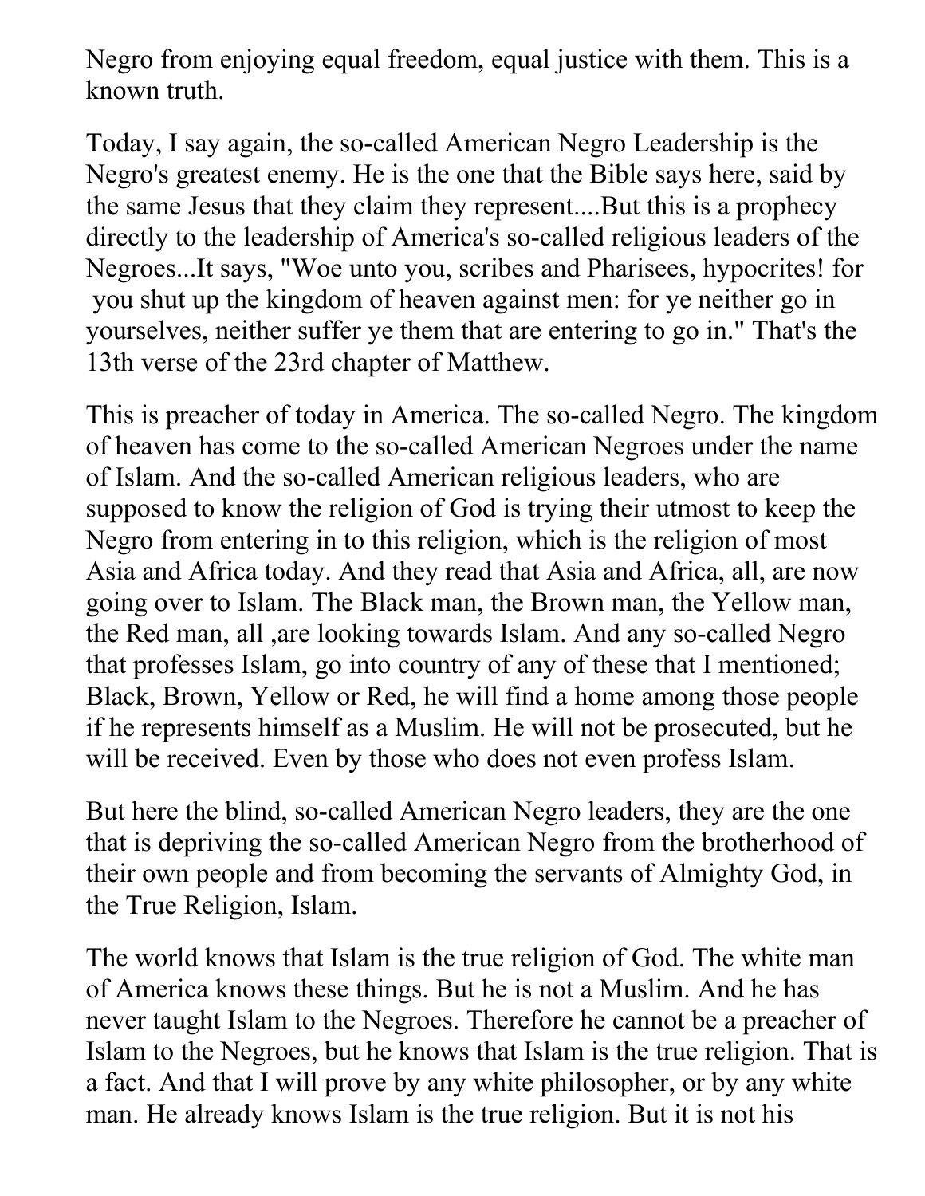Negro from enjoying equal freedom, equal justice with them. This is a known truth.

Today, I say again, the so-called American Negro Leadership is the Negro's greatest enemy. He is the one that the Bible says here, said by the same Jesus that they claim they represent....But this is a prophecy directly to the leadership of America's so-called religious leaders of the Negroes...It says, "Woe unto you, scribes and Pharisees, hypocrites! for you shut up the kingdom of heaven against men: for ye neither go in yourselves, neither suffer ye them that are entering to go in." That's the 13th verse of the 23rd chapter of Matthew.

This is preacher of today in America. The so-called Negro. The kingdom of heaven has come to the so-called American Negroes under the name of Islam. And the so-called American religious leaders, who are supposed to know the religion of God is trying their utmost to keep the Negro from entering in to this religion, which is the religion of most Asia and Africa today. And they read that Asia and Africa, all, are now going over to Islam. The Black man, the Brown man, the Yellow man, the Red man, all ,are looking towards Islam. And any so-called Negro that professes Islam, go into country of any of these that I mentioned; Black, Brown, Yellow or Red, he will find a home among those people if he represents himself as a Muslim. He will not be prosecuted, but he will be received. Even by those who does not even profess Islam.

But here the blind, so-called American Negro leaders, they are the one that is depriving the so-called American Negro from the brotherhood of their own people and from becoming the servants of Almighty God, in the True Religion, Islam.

The world knows that Islam is the true religion of God. The white man of America knows these things. But he is not a Muslim. And he has never taught Islam to the Negroes. Therefore he cannot be a preacher of Islam to the Negroes, but he knows that Islam is the true religion. That is a fact. And that I will prove by any white philosopher, or by any white man. He already knows Islam is the true religion. But it is not his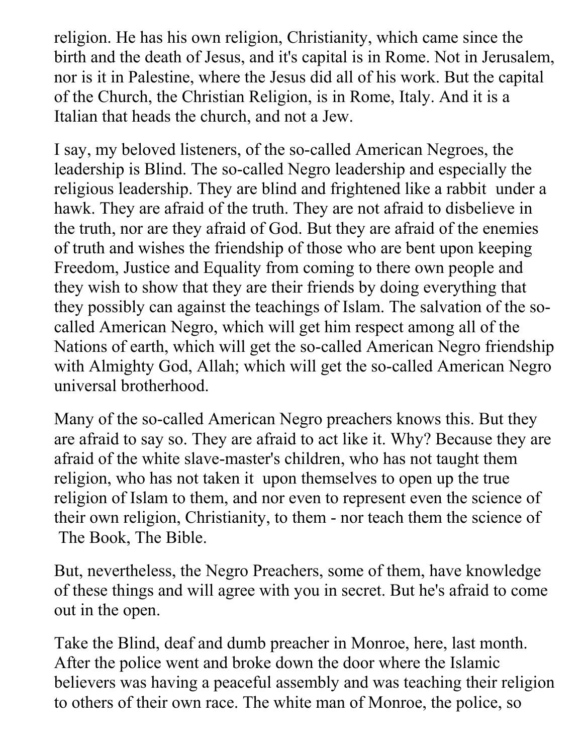religion. He has his own religion, Christianity, which came since the birth and the death of Jesus, and it's capital is in Rome. Not in Jerusalem, nor is it in Palestine, where the Jesus did all of his work. But the capital of the Church, the Christian Religion, is in Rome, Italy. And it is a Italian that heads the church, and not a Jew.

I say, my beloved listeners, of the so-called American Negroes, the leadership is Blind. The so-called Negro leadership and especially the religious leadership. They are blind and frightened like a rabbit under a hawk. They are afraid of the truth. They are not afraid to disbelieve in the truth, nor are they afraid of God. But they are afraid of the enemies of truth and wishes the friendship of those who are bent upon keeping Freedom, Justice and Equality from coming to there own people and they wish to show that they are their friends by doing everything that they possibly can against the teachings of Islam. The salvation of the so-called American Negro, which will get him respect among all of the Nations of earth, which will get the so-called American Negro friendship with Almighty God, Allah; which will get the so-called American Negro universal brotherhood.

Many of the so-called American Negro preachers knows this. But they are afraid to say so. They are afraid to act like it. Why? Because they are afraid of the white slave-master's children, who has not taught them religion, who has not taken it upon themselves to open up the true religion of Islam to them, and nor even to represent even the science of their own religion, Christianity, to them - nor teach them the science of The Book, The Bible.

But, nevertheless, the Negro Preachers, some of them, have knowledge of these things and will agree with you in secret. But he's afraid to come out in the open.

Take the Blind, deaf and dumb preacher in Monroe, here, last month. After the police went and broke down the door where the Islamic believers was having a peaceful assembly and was teaching their religion to others of their own race. The white man of Monroe, the police, so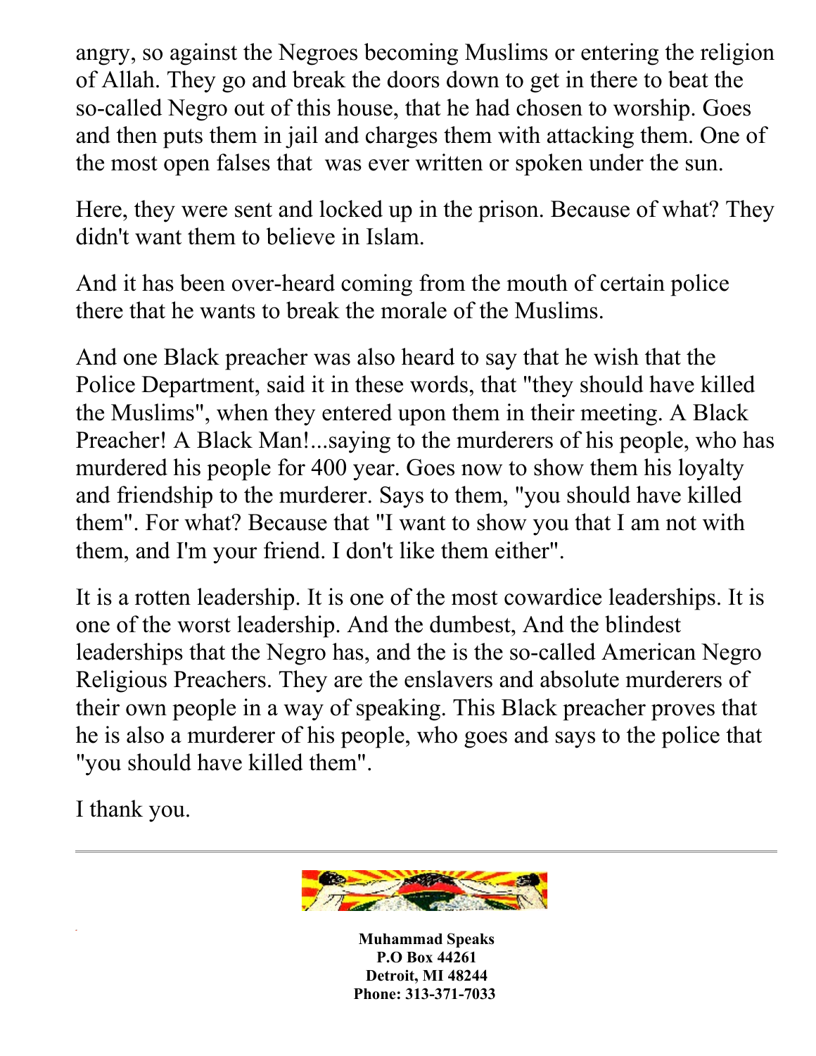angry, so against the Negroes becoming Muslims or entering the religion of Allah. They go and break the doors down to get in there to beat the so-called Negro out of this house, that he had chosen to worship. Goes and then puts them in jail and charges them with attacking them. One of the most open falses that was ever written or spoken under the sun.

Here, they were sent and locked up in the prison. Because of what? They didn't want them to believe in Islam.

And it has been over-heard coming from the mouth of certain police there that he wants to break the morale of the Muslims.

And one Black preacher was also heard to say that he wish that the Police Department, said it in these words, that "they should have killed the Muslims", when they entered upon them in their meeting. A Black Preacher! A Black Man!...saying to the murderers of his people, who has murdered his people for 400 year. Goes now to show them his loyalty and friendship to the murderer. Says to them, "you should have killed them". For what? Because that "I want to show you that I am not with them, and I'm your friend. I don't like them either".

It is a rotten leadership. It is one of the most cowardice leaderships. It is one of the worst leadership. And the dumbest, And the blindest leaderships that the Negro has, and the is the so-called American Negro Religious Preachers. They are the enslavers and absolute murderers of their own people in a way of speaking. This Black preacher proves that he is also a murderer of his people, who goes and says to the police that "you should have killed them".

I thank you.

---

**Muhammad Speaks**
**P.O Box 44261**
**Detroit, MI 48244**
**Phone: 313-371-7033**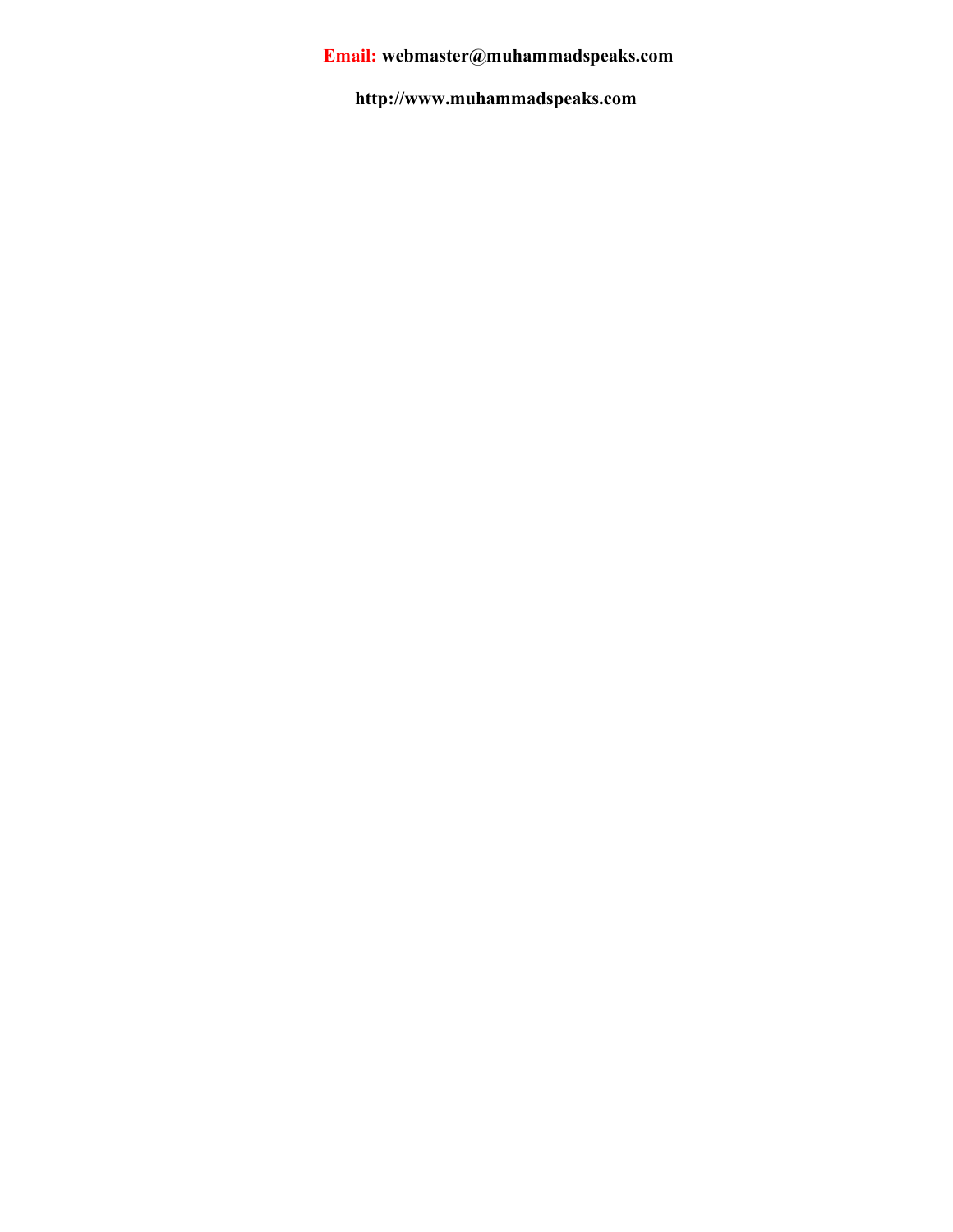**Email:** **webmaster@muhammadspeaks.com**

**http://www.muhammadspeaks.com**